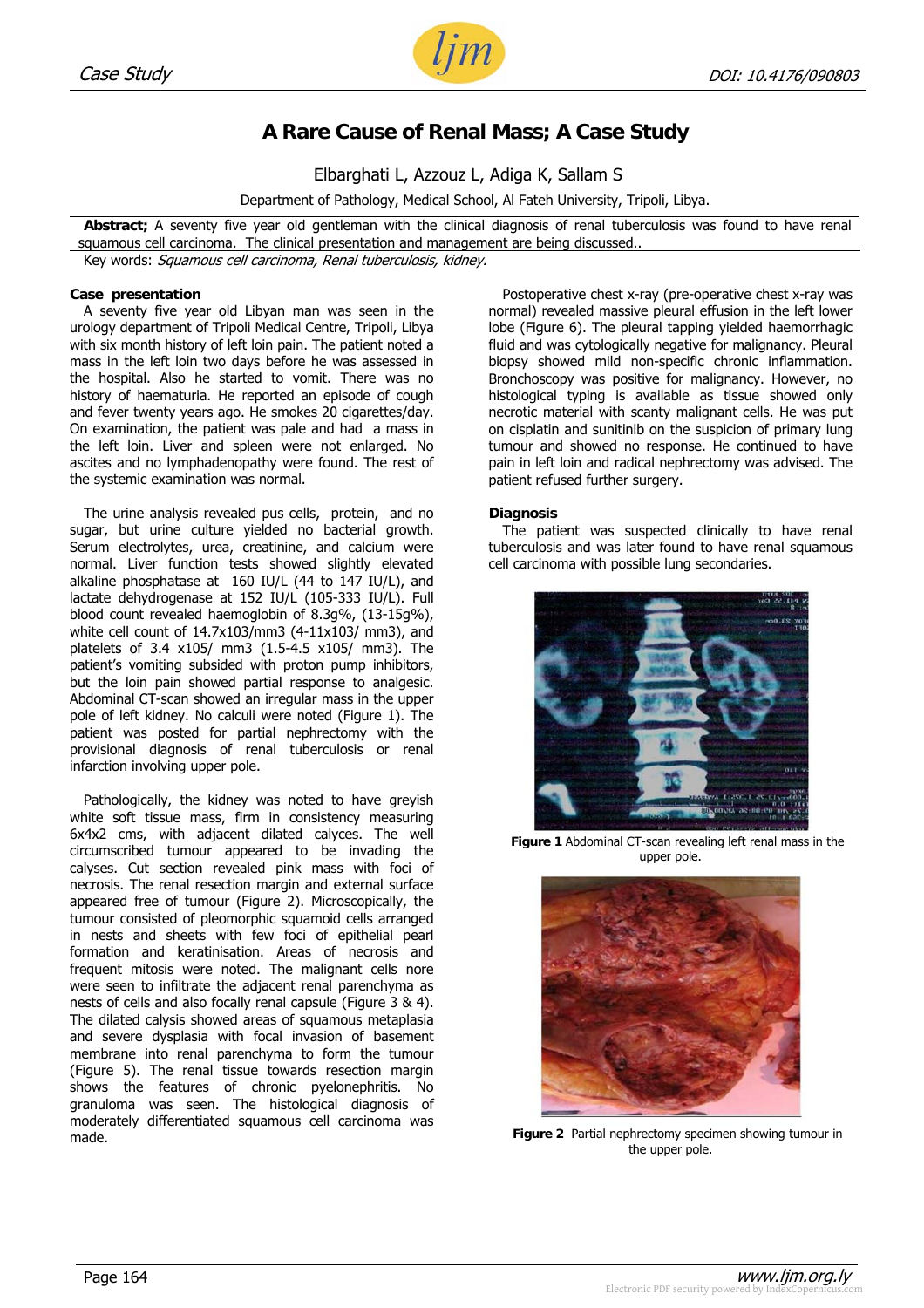Case Study

DOI: 10.4176/090803

# A Rare Cause of Renal Mass; A Case Study

Elbarghati L, Azzouz L, Adiga K, Sallam S

Department of Pathology, Medical School, Al Fateh University, Tripoli, Libya.

**Abstract;** A seventy five year old gentleman with the clinical diagnosis of renal tuberculosis was found to have renal squamous cell carcinoma. The clinical presentation and management are being discussed..

Key words: *Squamous cell carcinoma, Renal tuberculosis, kidney.*

### Case presentation

A seventy five year old Libyan man was seen in the urology department of Tripoli Medical Centre, Tripoli, Libya with six month history of left loin pain. The patient noted a mass in the left loin two days before he was assessed in the hospital. Also he started to vomit. There was no history of haematuria. He reported an episode of cough and fever twenty years ago. He smokes 20 cigarettes/day. On examination, the patient was pale and had a mass in the left loin. Liver and spleen were not enlarged. No ascites and no lymphadenopathy were found. The rest of the systemic examination was normal.

The urine analysis revealed pus cells, protein, and no sugar, but urine culture yielded no bacterial growth. Serum electrolytes, urea, creatinine, and calcium were normal. Liver function tests showed slightly elevated alkaline phosphatase at 160 IU/L (44 to 147 IU/L), and lactate dehydrogenase at 152 IU/L (105-333 IU/L). Full blood count revealed haemoglobin of 8.3g%, (13-15g%), white cell count of 14.7x103/mm3 (4-11x103/ mm3), and platelets of 3.4 x105/ mm3 (1.5-4.5 x105/ mm3). The patient's vomiting subsided with proton pump inhibitors, but the loin pain showed partial response to analgesic. Abdominal CT-scan showed an irregular mass in the upper pole of left kidney. No calculi were noted (Figure 1). The patient was posted for partial nephrectomy with the provisional diagnosis of renal tuberculosis or renal infarction involving upper pole.

Pathologically, the kidney was noted to have greyish white soft tissue mass, firm in consistency measuring 6x4x2 cms, with adjacent dilated calyces. The well circumscribed tumour appeared to be invading the calyses. Cut section revealed pink mass with foci of necrosis. The renal resection margin and external surface appeared free of tumour (Figure 2). Microscopically, the tumour consisted of pleomorphic squamoid cells arranged in nests and sheets with few foci of epithelial pearl formation and keratinisation. Areas of necrosis and frequent mitosis were noted. The malignant cells nore were seen to infiltrate the adjacent renal parenchyma as nests of cells and also focally renal capsule (Figure 3 & 4). The dilated calysis showed areas of squamous metaplasia and severe dysplasia with focal invasion of basement membrane into renal parenchyma to form the tumour (Figure 5). The renal tissue towards resection margin shows the features of chronic pyelonephritis. No granuloma was seen. The histological diagnosis of moderately differentiated squamous cell carcinoma was made.

Postoperative chest x-ray (pre-operative chest x-ray was normal) revealed massive pleural effusion in the left lower lobe (Figure 6). The pleural tapping yielded haemorrhagic fluid and was cytologically negative for malignancy. Pleural biopsy showed mild non-specific chronic inflammation. Bronchoscopy was positive for malignancy. However, no histological typing is available as tissue showed only necrotic material with scanty malignant cells. He was put on cisplatin and sunitinib on the suspicion of primary lung tumour and showed no response. He continued to have pain in left loin and radical nephrectomy was advised. The patient refused further surgery.

### Diagnosis

The patient was suspected clinically to have renal tuberculosis and was later found to have renal squamous cell carcinoma with possible lung secondaries.

**Figure 1** Abdominal CT-scan revealing left renal mass in the upper pole.

**Figure 2** Partial nephrectomy specimen showing tumour in the upper pole.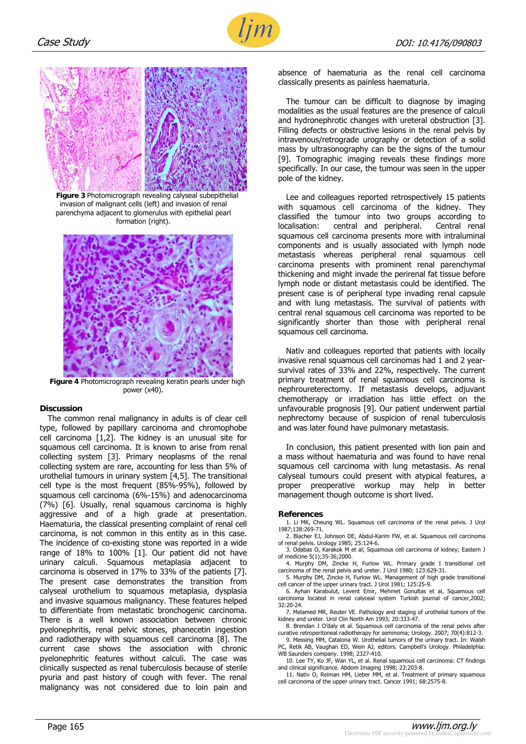**Figure 3** Photomicrograph revealing calyseal subepithelial invasion of malignant cells (left) and invasion of renal parenchyma adjacent to glomerulus with epithelial pearl formation (right).

**Figure 4** Photomicrograph revealing keratin pearls under high power (x40).

### Discussion

The common renal malignancy in adults is of clear cell type, followed by papillary carcinoma and chromophobe cell carcinoma [1,2]. The kidney is an unusual site for squamous cell carcinoma. It is known to arise from renal collecting system [3]. Primary neoplasms of the renal collecting system are rare, accounting for less than 5% of urothelial tumours in urinary system [4,5]. The transitional cell type is the most frequent (85%-95%), followed by squamous cell carcinoma (6%-15%) and adenocarcinoma (7%) [6]. Usually, renal squamous carcinoma is highly aggressive and of a high grade at presentation. Haematuria, the classical presenting complaint of renal cell carcinoma, is not common in this entity as in this case. The incidence of co-existing stone was reported in a wide range of 18% to 100% [1]. Our patient did not have urinary calculi. Squamous metaplasia adjacent to carcinoma is observed in 17% to 33% of the patients [7]. The present case demonstrates the transition from calyseal urothelium to squamous metaplasia, dysplasia and invasive squamous malignancy. These features helped to differentiate from metastatic bronchogenic carcinoma. There is a well known association between chronic pyelonephritis, renal pelvic stones, phanecetin ingestion and radiotherapy with squamous cell carcinoma [8]. The current case shows the association with chronic pyelonephritic features without calculi. The case was clinically suspected as renal tuberculosis because of sterile pyuria and past history of cough with fever. The renal malignancy was not considered due to loin pain and absence of haematuria as the renal cell carcinoma classically presents as painless haematuria.

The tumour can be difficult to diagnose by imaging modalities as the usual features are the presence of calculi and hydronephrotic changes with ureteral obstruction [3]. Filling defects or obstructive lesions in the renal pelvis by intravenous/retrograde urography or detection of a solid mass by ultrasonography can be the signs of the tumour [9]. Tomographic imaging reveals these findings more specifically. In our case, the tumour was seen in the upper pole of the kidney.

Lee and colleagues reported retrospectively 15 patients with squamous cell carcinoma of the kidney. They classified the tumour into two groups according to localisation: central and peripheral. Central renal squamous cell carcinoma presents more with intraluminal components and is usually associated with lymph node metastasis whereas peripheral renal squamous cell carcinoma presents with prominent renal parenchymal thickening and might invade the perirenal fat tissue before lymph node or distant metastasis could be identified. The present case is of peripheral type invading renal capsule and with lung metastasis. The survival of patients with central renal squamous cell carcinoma was reported to be significantly shorter than those with peripheral renal squamous cell carcinoma.

Nativ and colleagues reported that patients with locally invasive renal squamous cell carcinomas had 1 and 2 year-survival rates of 33% and 22%, respectively. The current primary treatment of renal squamous cell carcinoma is nephroureterectomy. If metastasis develops, adjuvant chemotherapy or irradiation has little effect on the unfavourable prognosis [9]. Our patient underwent partial nephrectomy because of suspicion of renal tuberculosis and was later found have pulmonary metastasis.

In conclusion, this patient presented with lion pain and a mass without haematuria and was found to have renal squamous cell carcinoma with lung metastasis. As renal calyseal tumours could present with atypical features, a proper preoperative workup may help in better management though outcome is short lived.

### References

1. Li MK, Cheung WL. Squamous cell carcinoma of the renal pelvis. J Urol 1987;138:269-71.
2. Blacher EJ, Johnson DE, Abdul-Karim FW, et al. Squamous cell carcinoma of renal pelvis. Urology 1985; 25:124-6.
3. Odabas O, Karakok M et al; Squamous cell carcinoma of kidney; Eastern J of medicine 5(1);35-36;2000.
4. Murphy DM, Zincke H, Furlow WL. Primary grade I transitional cell carcinoma of the renal pelvis and ureter. J Urol 1980; 123:629-31.
5. Murphy DM, Zincke H, Furlow WL. Management of high grade transitional cell cancer of the upper urinary tract. J Urol 1981; 125:25-9.
6. Ayhan Karabulut, Levent Emir, Mehmet Gonultas et al, Squamous cell carcinoma located in renal calyceal system Turkish journal of cancer, 2002; 32:20-24.
7. Melamed MR, Reuter VE. Pathology and staging of urothelial tumors of the kidney and ureter. Urol Clin North Am 1993; 20:333-47.
8. Brendan J O'daly et al. Squamous cell carcinoma of the renal pelvis after curative retroperitoneal radiotherapy for seminoma; Urology. 2007; 70(4):812-3.
9. Messing MM, Catalona W. Urothelial tumors of the urinary tract. In: Walsh PC, Retik AB, Vaughan ED, Wein AJ, editors. Campbell's Urology. Philadelphia: WB Saunders company. 1998; 2327-410.
10. Lee TY, Ko JF, Wan YL, et al. Renal squamous cell carcinoma: CT findings and clinical significance. Abdom Imaging 1998; 23:203-8.
11. Nativ O, Reiman HM, Lieber MM, et al. Treatment of primary squamous cell carcinoma of the upper urinary tract. Cancer 1991; 68:2575-8.